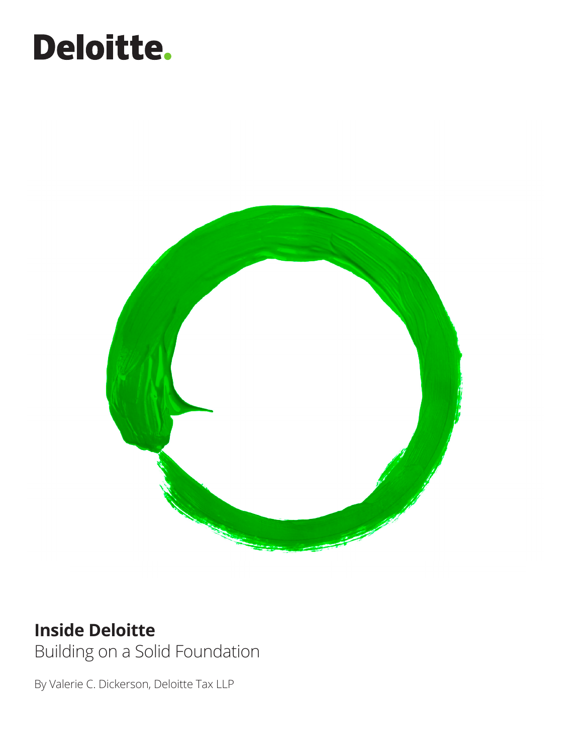Deloitte.

# Inside Deloitte

Building on a Solid Foundation

By Valerie C. Dickerson, Deloitte Tax LLP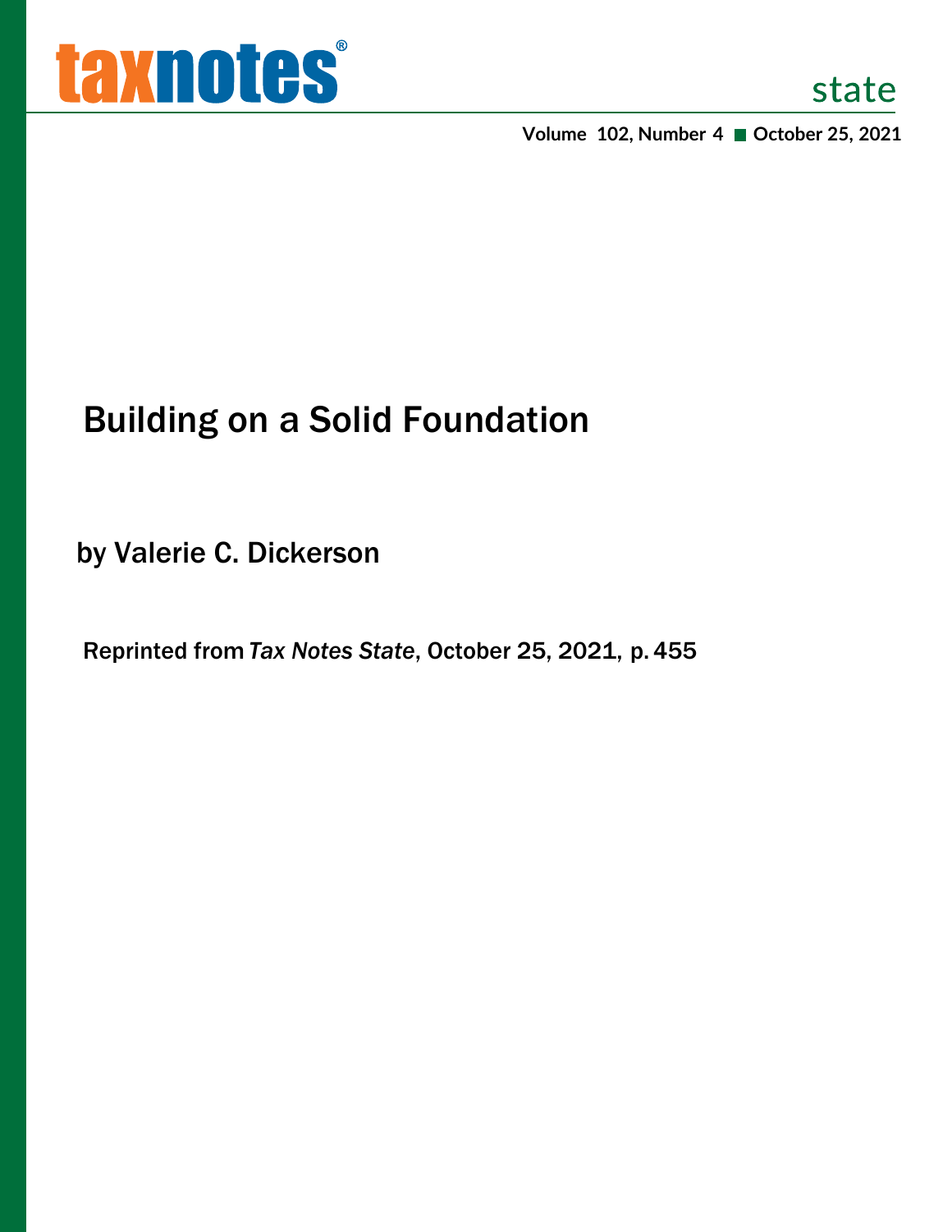# Building on a Solid Foundation

by Valerie C. Dickerson

Reprinted from *Tax Notes State*, October 25, 2021, p. 455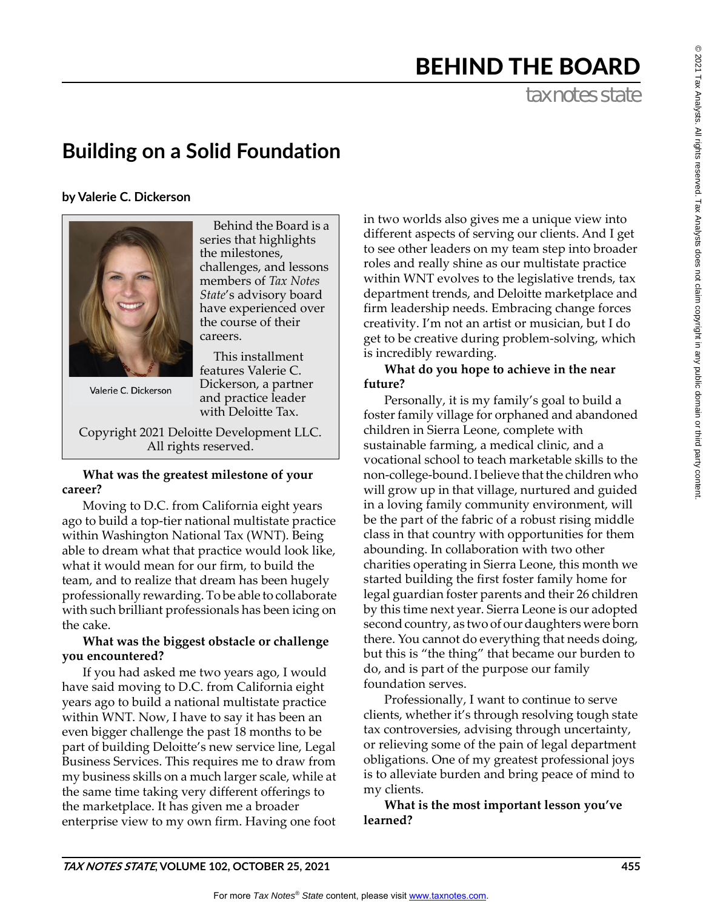# BEHIND THE BOARD

## Building on a Solid Foundation

**by Valerie C. Dickerson**

Valerie C. Dickerson

Behind the Board is a series that highlights the milestones, challenges, and lessons members of *Tax Notes State*'s advisory board have experienced over the course of their careers.

This installment features Valerie C. Dickerson, a partner and practice leader with Deloitte Tax.

Copyright 2021 Deloitte Development LLC. All rights reserved.

**What was the greatest milestone of your career?**

Moving to D.C. from California eight years ago to build a top-tier national multistate practice within Washington National Tax (WNT). Being able to dream what that practice would look like, what it would mean for our firm, to build the team, and to realize that dream has been hugely professionally rewarding. To be able to collaborate with such brilliant professionals has been icing on the cake.

**What was the biggest obstacle or challenge you encountered?**

If you had asked me two years ago, I would have said moving to D.C. from California eight years ago to build a national multistate practice within WNT. Now, I have to say it has been an even bigger challenge the past 18 months to be part of building Deloitte's new service line, Legal Business Services. This requires me to draw from my business skills on a much larger scale, while at the same time taking very different offerings to the marketplace. It has given me a broader enterprise view to my own firm. Having one foot in two worlds also gives me a unique view into different aspects of serving our clients. And I get to see other leaders on my team step into broader roles and really shine as our multistate practice within WNT evolves to the legislative trends, tax department trends, and Deloitte marketplace and firm leadership needs. Embracing change forces creativity. I'm not an artist or musician, but I do get to be creative during problem-solving, which is incredibly rewarding.

**What do you hope to achieve in the near future?**

Personally, it is my family's goal to build a foster family village for orphaned and abandoned children in Sierra Leone, complete with sustainable farming, a medical clinic, and a vocational school to teach marketable skills to the non-college-bound. I believe that the children who will grow up in that village, nurtured and guided in a loving family community environment, will be the part of the fabric of a robust rising middle class in that country with opportunities for them abounding. In collaboration with two other charities operating in Sierra Leone, this month we started building the first foster family home for legal guardian foster parents and their 26 children by this time next year. Sierra Leone is our adopted second country, as two of our daughters were born there. You cannot do everything that needs doing, but this is "the thing" that became our burden to do, and is part of the purpose our family foundation serves.

Professionally, I want to continue to serve clients, whether it's through resolving tough state tax controversies, advising through uncertainty, or relieving some of the pain of legal department obligations. One of my greatest professional joys is to alleviate burden and bring peace of mind to my clients.

**What is the most important lesson you've learned?**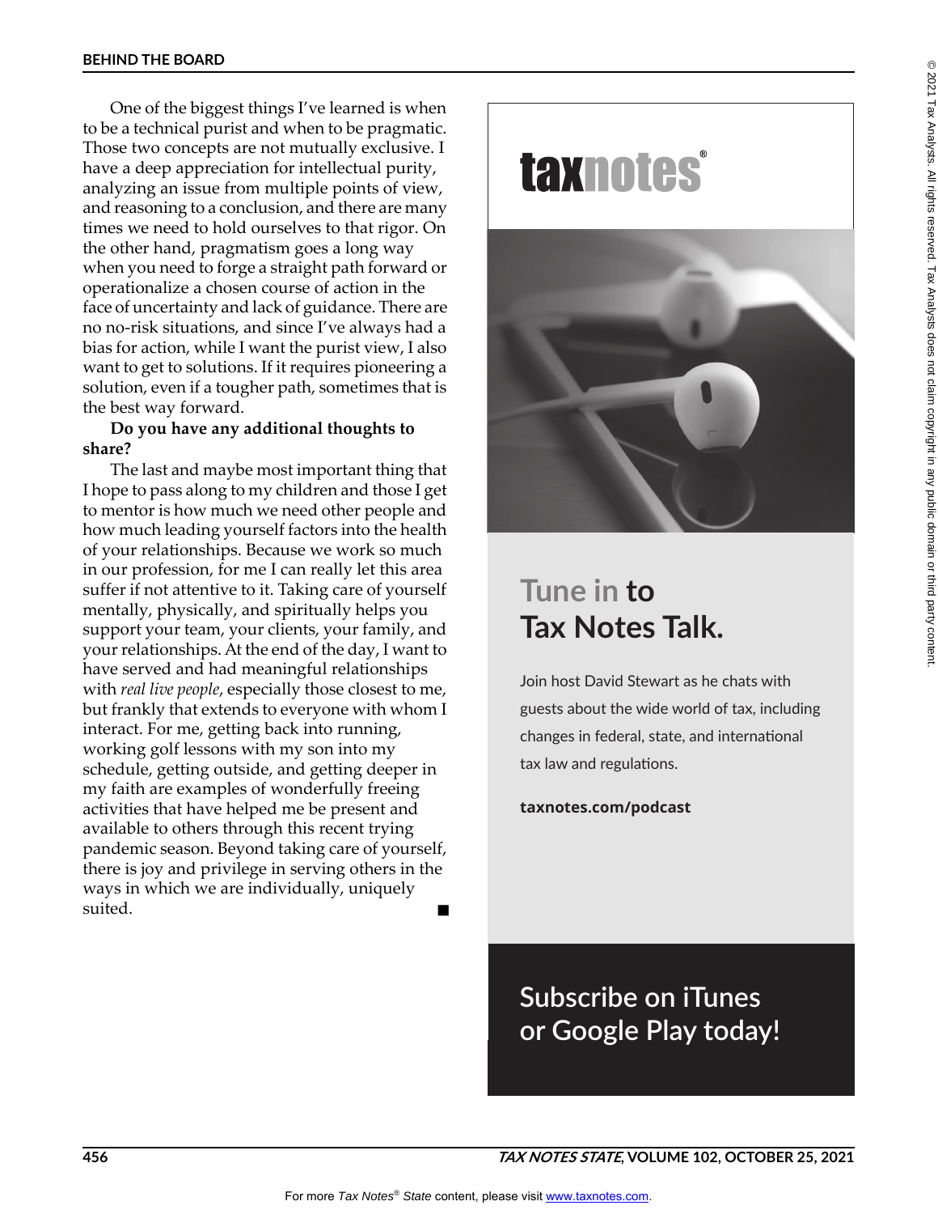One of the biggest things I've learned is when to be a technical purist and when to be pragmatic. Those two concepts are not mutually exclusive. I have a deep appreciation for intellectual purity, analyzing an issue from multiple points of view, and reasoning to a conclusion, and there are many times we need to hold ourselves to that rigor. On the other hand, pragmatism goes a long way when you need to forge a straight path forward or operationalize a chosen course of action in the face of uncertainty and lack of guidance. There are no no-risk situations, and since I've always had a bias for action, while I want the purist view, I also want to get to solutions. If it requires pioneering a solution, even if a tougher path, sometimes that is the best way forward.

**Do you have any additional thoughts to share?**

The last and maybe most important thing that I hope to pass along to my children and those I get to mentor is how much we need other people and how much leading yourself factors into the health of your relationships. Because we work so much in our profession, for me I can really let this area suffer if not attentive to it. Taking care of yourself mentally, physically, and spiritually helps you support your team, your clients, your family, and your relationships. At the end of the day, I want to have served and had meaningful relationships with *real live people*, especially those closest to me, but frankly that extends to everyone with whom I interact. For me, getting back into running, working golf lessons with my son into my schedule, getting outside, and getting deeper in my faith are examples of wonderfully freeing activities that have helped me be present and available to others through this recent trying pandemic season. Beyond taking care of yourself, there is joy and privilege in serving others in the ways in which we are individually, uniquely suited. ■

taxnotes®

**Tune in to Tax Notes Talk.**

Join host David Stewart as he chats with guests about the wide world of tax, including changes in federal, state, and international tax law and regulations.

**taxnotes.com/podcast**

Subscribe on iTunes or Google Play today!